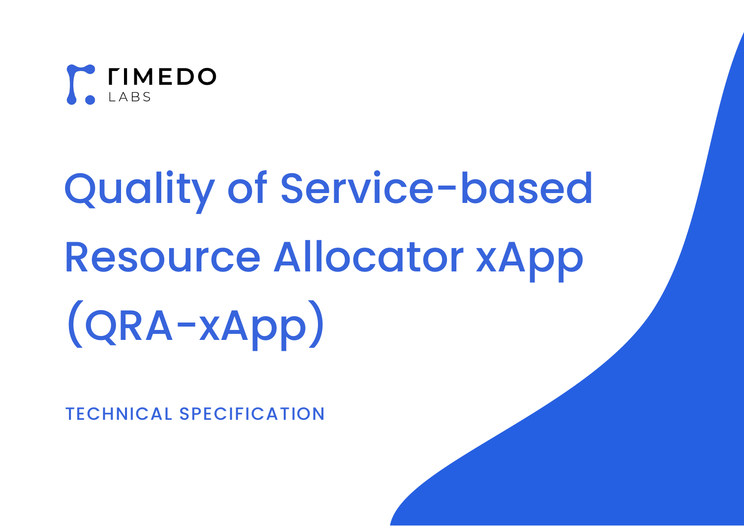RIMEDO LABS

# Quality of Service-based Resource Allocator xApp (QRA-xApp)

TECHNICAL SPECIFICATION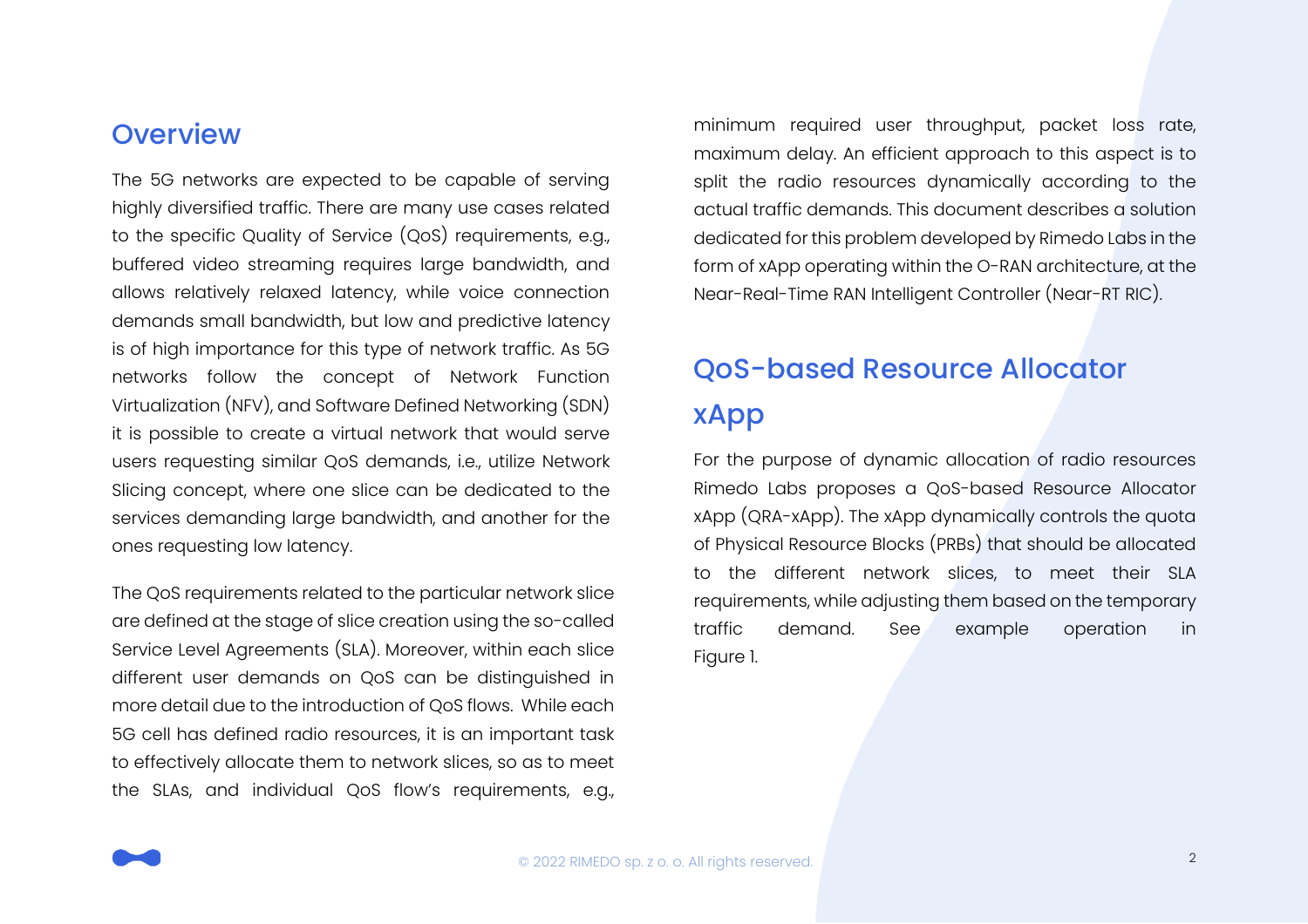## Overview

The 5G networks are expected to be capable of serving highly diversified traffic. There are many use cases related to the specific Quality of Service (QoS) requirements, e.g., buffered video streaming requires large bandwidth, and allows relatively relaxed latency, while voice connection demands small bandwidth, but low and predictive latency is of high importance for this type of network traffic. As 5G networks follow the concept of Network Function Virtualization (NFV), and Software Defined Networking (SDN) it is possible to create a virtual network that would serve users requesting similar QoS demands, i.e., utilize Network Slicing concept, where one slice can be dedicated to the services demanding large bandwidth, and another for the ones requesting low latency.

The QoS requirements related to the particular network slice are defined at the stage of slice creation using the so-called Service Level Agreements (SLA). Moreover, within each slice different user demands on QoS can be distinguished in more detail due to the introduction of QoS flows. While each 5G cell has defined radio resources, it is an important task to effectively allocate them to network slices, so as to meet the SLAs, and individual QoS flow's requirements, e.g., minimum required user throughput, packet loss rate, maximum delay. An efficient approach to this aspect is to split the radio resources dynamically according to the actual traffic demands. This document describes a solution dedicated for this problem developed by Rimedo Labs in the form of xApp operating within the O-RAN architecture, at the Near-Real-Time RAN Intelligent Controller (Near-RT RIC).

## QoS-based Resource Allocator xApp

For the purpose of dynamic allocation of radio resources Rimedo Labs proposes a QoS-based Resource Allocator xApp (QRA-xApp). The xApp dynamically controls the quota of Physical Resource Blocks (PRBs) that should be allocated to the different network slices, to meet their SLA requirements, while adjusting them based on the temporary traffic demand. See example operation in Figure 1.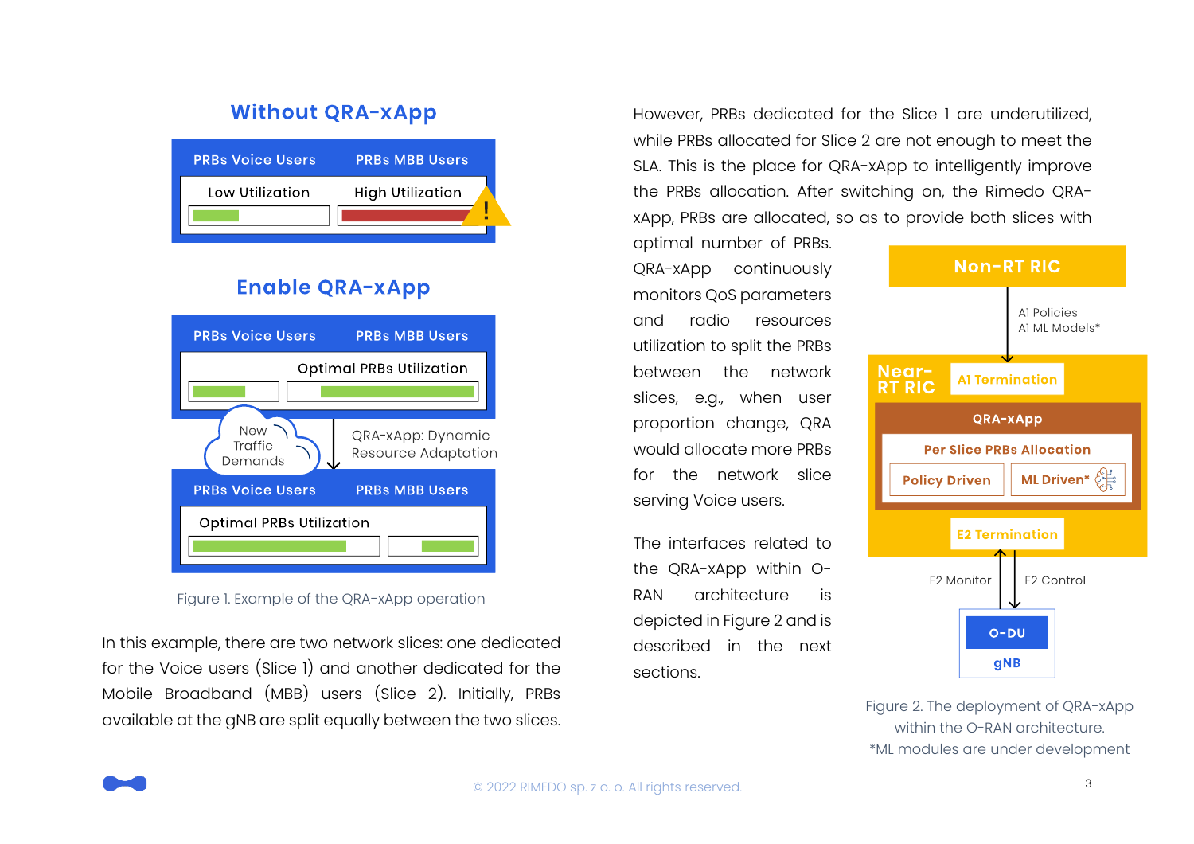Figure 1. Example of the QRA-xApp operation

In this example, there are two network slices: one dedicated for the Voice users (Slice 1) and another dedicated for the Mobile Broadband (MBB) users (Slice 2). Initially, PRBs available at the gNB are split equally between the two slices.

However, PRBs dedicated for the Slice 1 are underutilized, while PRBs allocated for Slice 2 are not enough to meet the SLA. This is the place for QRA-xApp to intelligently improve the PRBs allocation. After switching on, the Rimedo QRA-xApp, PRBs are allocated, so as to provide both slices with optimal number of PRBs.

QRA-xApp continuously monitors QoS parameters and radio resources utilization to split the PRBs between the network slices, e.g., when user proportion change, QRA would allocate more PRBs for the network slice serving Voice users.

The interfaces related to the QRA-xApp within O-RAN architecture is depicted in Figure 2 and is described in the next sections.

Figure 2. The deployment of QRA-xApp within the O-RAN architecture.
*ML modules are under development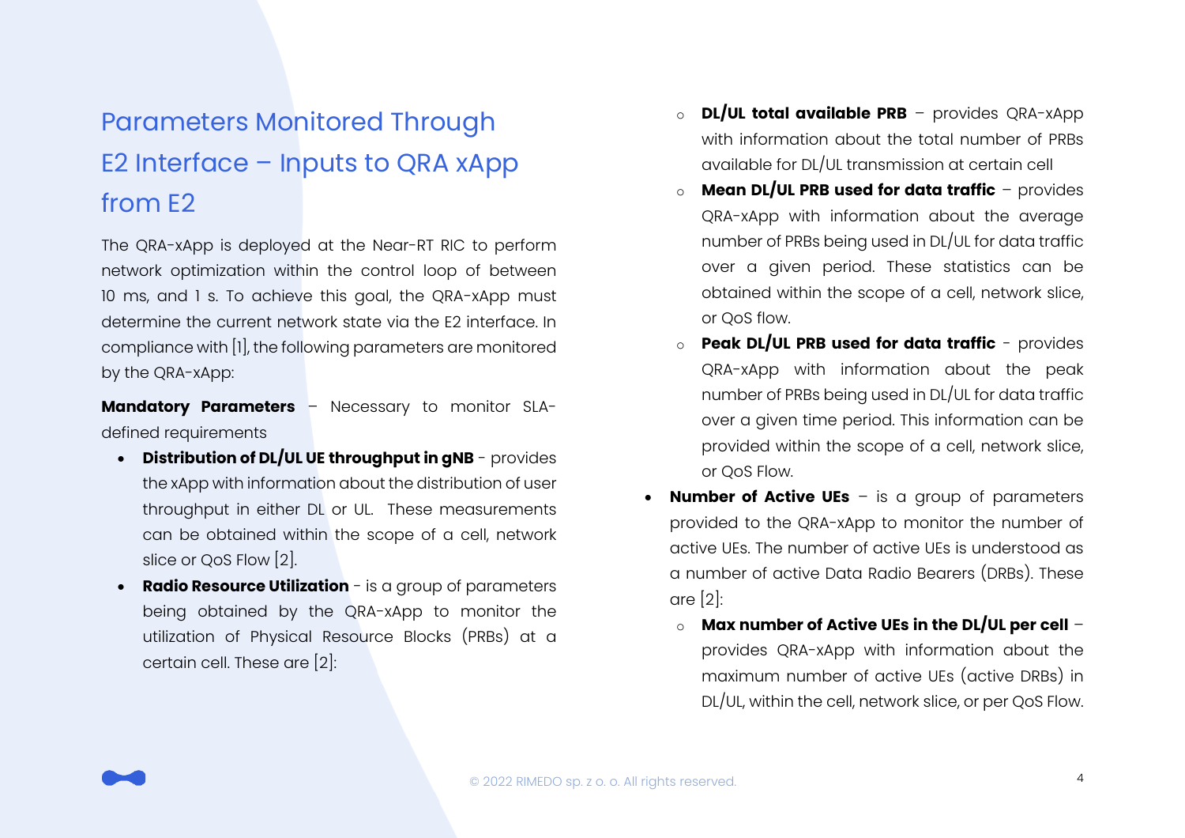## Parameters Monitored Through E2 Interface – Inputs to QRA xApp from E2

The QRA-xApp is deployed at the Near-RT RIC to perform network optimization within the control loop of between 10 ms, and 1 s. To achieve this goal, the QRA-xApp must determine the current network state via the E2 interface. In compliance with [1], the following parameters are monitored by the QRA-xApp:

**Mandatory Parameters** – Necessary to monitor SLA-defined requirements

- **Distribution of DL/UL UE throughput in gNB** - provides the xApp with information about the distribution of user throughput in either DL or UL. These measurements can be obtained within the scope of a cell, network slice or QoS Flow [2].
- **Radio Resource Utilization** - is a group of parameters being obtained by the QRA-xApp to monitor the utilization of Physical Resource Blocks (PRBs) at a certain cell. These are [2]:
    - **DL/UL total available PRB** – provides QRA-xApp with information about the total number of PRBs available for DL/UL transmission at certain cell
    - **Mean DL/UL PRB used for data traffic** – provides QRA-xApp with information about the average number of PRBs being used in DL/UL for data traffic over a given period. These statistics can be obtained within the scope of a cell, network slice, or QoS flow.
    - **Peak DL/UL PRB used for data traffic** - provides QRA-xApp with information about the peak number of PRBs being used in DL/UL for data traffic over a given time period. This information can be provided within the scope of a cell, network slice, or QoS Flow.
- **Number of Active UEs** – is a group of parameters provided to the QRA-xApp to monitor the number of active UEs. The number of active UEs is understood as a number of active Data Radio Bearers (DRBs). These are [2]:
    - **Max number of Active UEs in the DL/UL per cell** – provides QRA-xApp with information about the maximum number of active UEs (active DRBs) in DL/UL, within the cell, network slice, or per QoS Flow.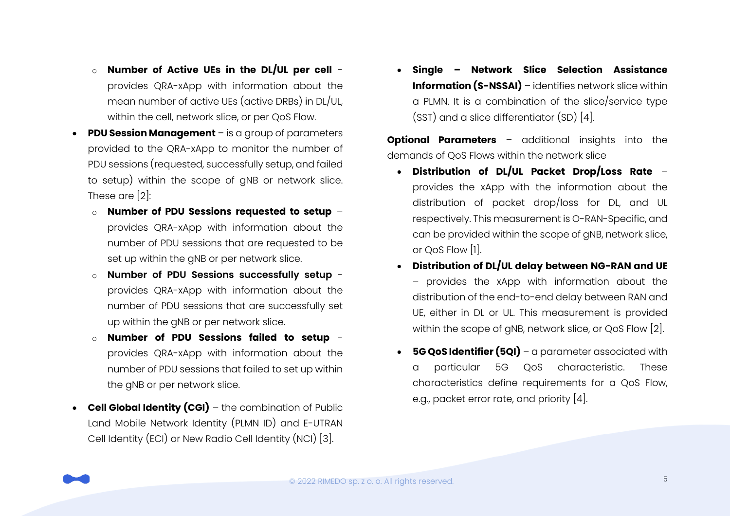- **Number of Active UEs in the DL/UL per cell** - provides QRA-xApp with information about the mean number of active UEs (active DRBs) in DL/UL, within the cell, network slice, or per QoS Flow.
- **PDU Session Management** – is a group of parameters provided to the QRA-xApp to monitor the number of PDU sessions (requested, successfully setup, and failed to setup) within the scope of gNB or network slice. These are [2]:
   - **Number of PDU Sessions requested to setup** – provides QRA-xApp with information about the number of PDU sessions that are requested to be set up within the gNB or per network slice.
   - **Number of PDU Sessions successfully setup** - provides QRA-xApp with information about the number of PDU sessions that are successfully set up within the gNB or per network slice.
   - **Number of PDU Sessions failed to setup** - provides QRA-xApp with information about the number of PDU sessions that failed to set up within the gNB or per network slice.
- **Cell Global Identity (CGI)** – the combination of Public Land Mobile Network Identity (PLMN ID) and E-UTRAN Cell Identity (ECI) or New Radio Cell Identity (NCI) [3].
- **Single – Network Slice Selection Assistance Information (S-NSSAI)** – identifies network slice within a PLMN. It is a combination of the slice/service type (SST) and a slice differentiator (SD) [4].

**Optional Parameters** – additional insights into the demands of QoS Flows within the network slice

- **Distribution of DL/UL Packet Drop/Loss Rate** – provides the xApp with the information about the distribution of packet drop/loss for DL, and UL respectively. This measurement is O-RAN-Specific, and can be provided within the scope of gNB, network slice, or QoS Flow [1].
- **Distribution of DL/UL delay between NG-RAN and UE** – provides the xApp with information about the distribution of the end-to-end delay between RAN and UE, either in DL or UL. This measurement is provided within the scope of gNB, network slice, or QoS Flow [2].
- **5G QoS Identifier (5QI)** – a parameter associated with a particular 5G QoS characteristic. These characteristics define requirements for a QoS Flow, e.g., packet error rate, and priority [4].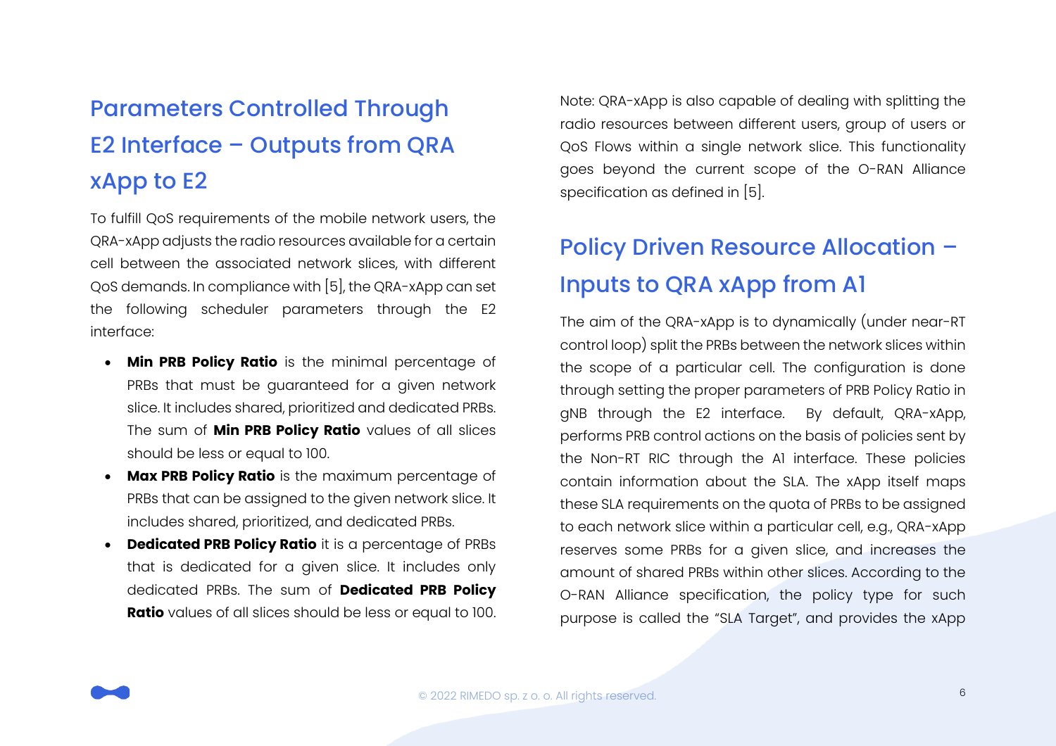## Parameters Controlled Through E2 Interface – Outputs from QRA xApp to E2

To fulfill QoS requirements of the mobile network users, the QRA-xApp adjusts the radio resources available for a certain cell between the associated network slices, with different QoS demands. In compliance with [5], the QRA-xApp can set the following scheduler parameters through the E2 interface:

- **Min PRB Policy Ratio** is the minimal percentage of PRBs that must be guaranteed for a given network slice. It includes shared, prioritized and dedicated PRBs. The sum of **Min PRB Policy Ratio** values of all slices should be less or equal to 100.
- **Max PRB Policy Ratio** is the maximum percentage of PRBs that can be assigned to the given network slice. It includes shared, prioritized, and dedicated PRBs.
- **Dedicated PRB Policy Ratio** it is a percentage of PRBs that is dedicated for a given slice. It includes only dedicated PRBs. The sum of **Dedicated PRB Policy Ratio** values of all slices should be less or equal to 100.

Note: QRA-xApp is also capable of dealing with splitting the radio resources between different users, group of users or QoS Flows within a single network slice. This functionality goes beyond the current scope of the O-RAN Alliance specification as defined in [5].

## Policy Driven Resource Allocation – Inputs to QRA xApp from A1

The aim of the QRA-xApp is to dynamically (under near-RT control loop) split the PRBs between the network slices within the scope of a particular cell. The configuration is done through setting the proper parameters of PRB Policy Ratio in gNB through the E2 interface. By default, QRA-xApp, performs PRB control actions on the basis of policies sent by the Non-RT RIC through the A1 interface. These policies contain information about the SLA. The xApp itself maps these SLA requirements on the quota of PRBs to be assigned to each network slice within a particular cell, e.g., QRA-xApp reserves some PRBs for a given slice, and increases the amount of shared PRBs within other slices. According to the O-RAN Alliance specification, the policy type for such purpose is called the “SLA Target”, and provides the xApp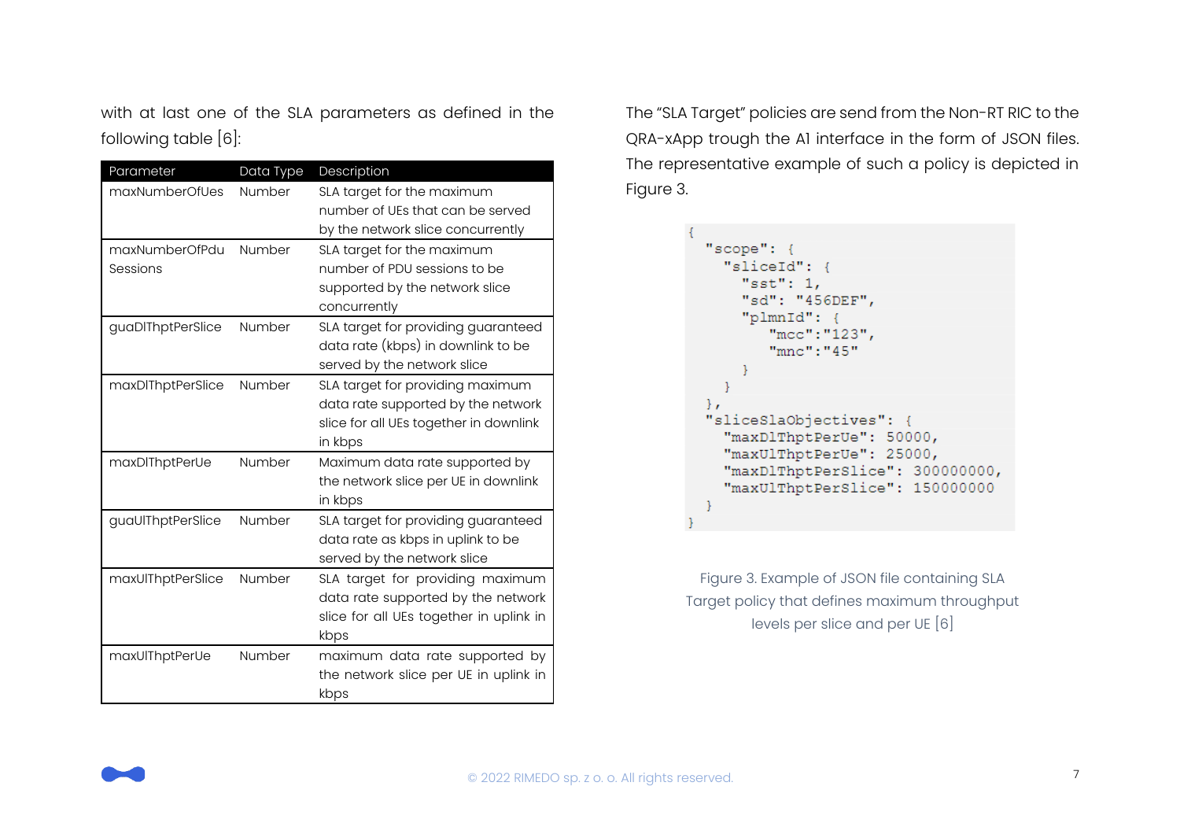with at last one of the SLA parameters as defined in the following table [6]:

| Parameter | Data Type | Description |
|---|---|---|
| maxNumberOfUes | Number | SLA target for the maximum number of UEs that can be served by the network slice concurrently |
| maxNumberOfPduSessions | Number | SLA target for the maximum number of PDU sessions to be supported by the network slice concurrently |
| guaDlThptPerSlice | Number | SLA target for providing guaranteed data rate (kbps) in downlink to be served by the network slice |
| maxDlThptPerSlice | Number | SLA target for providing maximum data rate supported by the network slice for all UEs together in downlink in kbps |
| maxDlThptPerUe | Number | Maximum data rate supported by the network slice per UE in downlink in kbps |
| guaUlThptPerSlice | Number | SLA target for providing guaranteed data rate as kbps in uplink to be served by the network slice |
| maxUlThptPerSlice | Number | SLA target for providing maximum data rate supported by the network slice for all UEs together in uplink in kbps |
| maxUlThptPerUe | Number | maximum data rate supported by the network slice per UE in uplink in kbps |

The "SLA Target" policies are send from the Non-RT RIC to the QRA-xApp trough the A1 interface in the form of JSON files. The representative example of such a policy is depicted in Figure 3.

```
{
  "scope": {
    "sliceId": {
      "sst": 1,
      "sd": "456DEF",
      "plmnId": {
         "mcc":"123",
         "mnc":"45"
      }
    }
  },
  "sliceSlaObjectives": {
    "maxDlThptPerUe": 50000,
    "maxUlThptPerUe": 25000,
    "maxDlThptPerSlice": 300000000,
    "maxUlThptPerSlice": 150000000
  }
}
```

Figure 3. Example of JSON file containing SLA Target policy that defines maximum throughput levels per slice and per UE [6]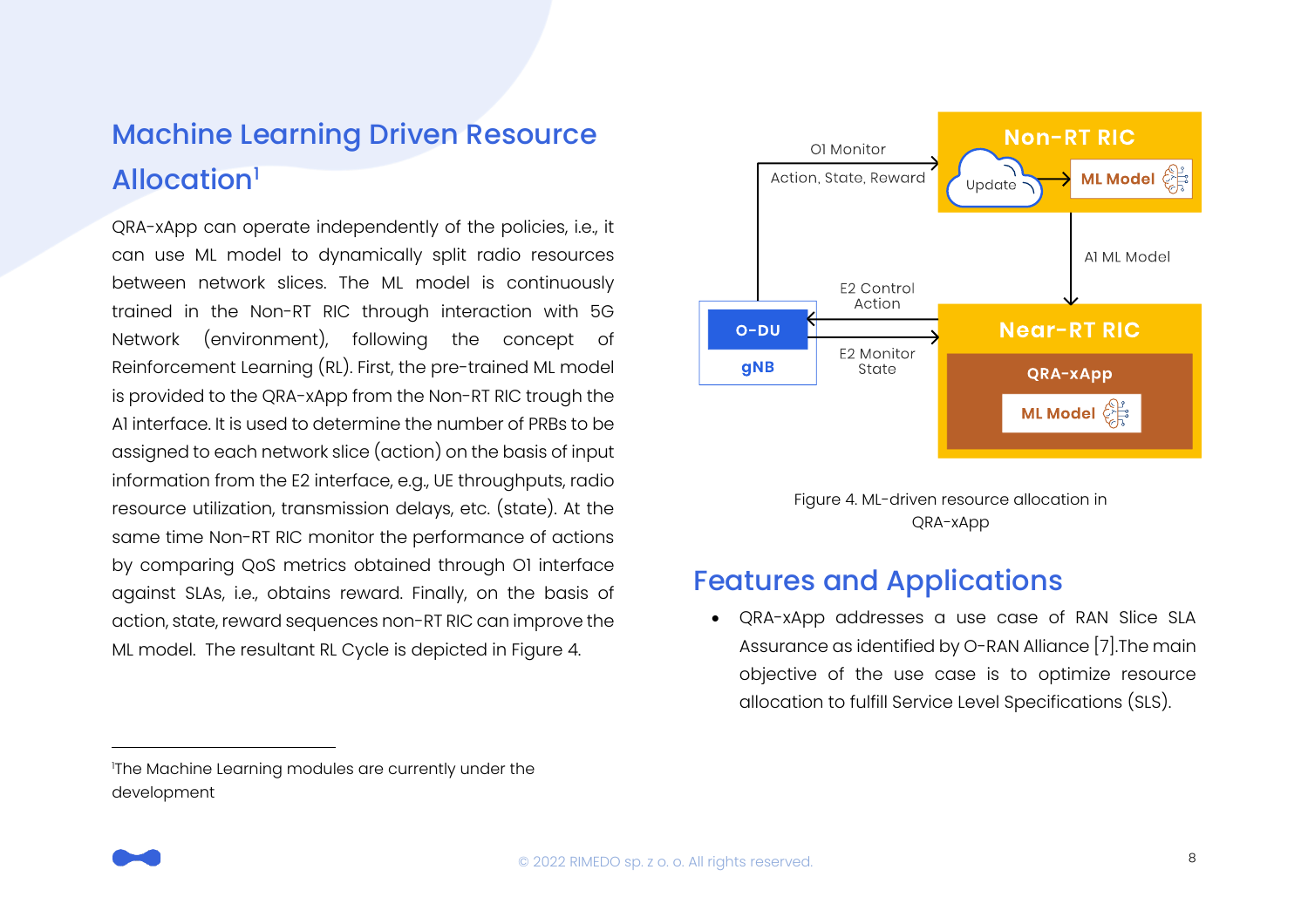## Machine Learning Driven Resource Allocation[1]

QRA-xApp can operate independently of the policies, i.e., it can use ML model to dynamically split radio resources between network slices. The ML model is continuously trained in the Non-RT RIC through interaction with 5G Network (environment), following the concept of Reinforcement Learning (RL). First, the pre-trained ML model is provided to the QRA-xApp from the Non-RT RIC trough the A1 interface. It is used to determine the number of PRBs to be assigned to each network slice (action) on the basis of input information from the E2 interface, e.g., UE throughputs, radio resource utilization, transmission delays, etc. (state). At the same time Non-RT RIC monitor the performance of actions by comparing QoS metrics obtained through O1 interface against SLAs, i.e., obtains reward. Finally, on the basis of action, state, reward sequences non-RT RIC can improve the ML model. The resultant RL Cycle is depicted in Figure 4.

Figure 4. ML-driven resource allocation in QRA-xApp

## Features and Applications

- QRA-xApp addresses a use case of RAN Slice SLA Assurance as identified by O-RAN Alliance [7].The main objective of the use case is to optimize resource allocation to fulfill Service Level Specifications (SLS).

---

[1]The Machine Learning modules are currently under the development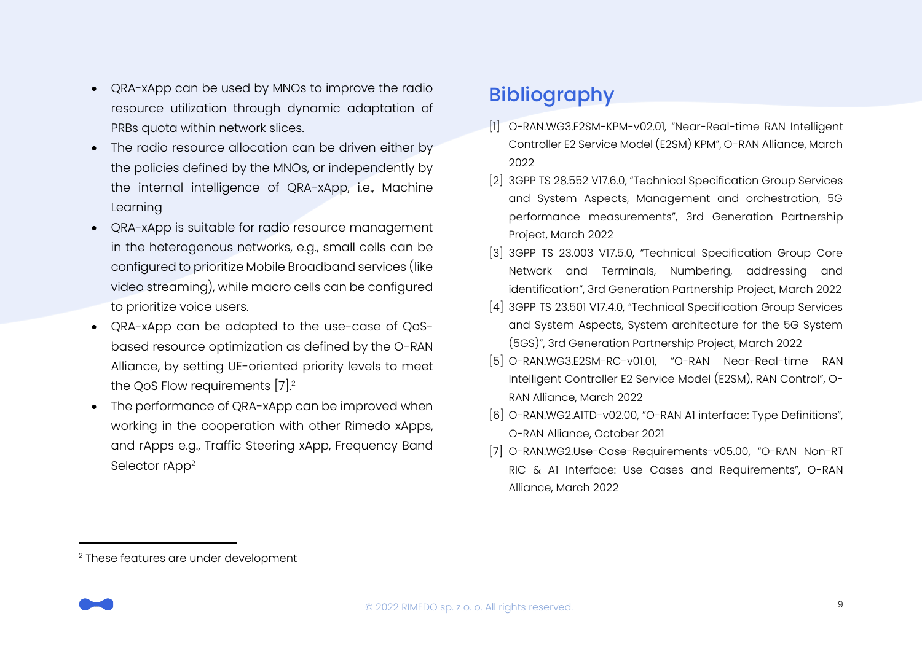- QRA-xApp can be used by MNOs to improve the radio resource utilization through dynamic adaptation of PRBs quota within network slices.
- The radio resource allocation can be driven either by the policies defined by the MNOs, or independently by the internal intelligence of QRA-xApp, i.e., Machine Learning
- QRA-xApp is suitable for radio resource management in the heterogenous networks, e.g., small cells can be configured to prioritize Mobile Broadband services (like video streaming), while macro cells can be configured to prioritize voice users.
- QRA-xApp can be adapted to the use-case of QoS-based resource optimization as defined by the O-RAN Alliance, by setting UE-oriented priority levels to meet the QoS Flow requirements [7].[2]
- The performance of QRA-xApp can be improved when working in the cooperation with other Rimedo xApps, and rApps e.g., Traffic Steering xApp, Frequency Band Selector rApp[2]

## Bibliography

[1] O-RAN.WG3.E2SM-KPM-v02.01, "Near-Real-time RAN Intelligent Controller E2 Service Model (E2SM) KPM", O-RAN Alliance, March 2022

[2] 3GPP TS 28.552 V17.6.0, "Technical Specification Group Services and System Aspects, Management and orchestration, 5G performance measurements", 3rd Generation Partnership Project, March 2022

[3] 3GPP TS 23.003 V17.5.0, "Technical Specification Group Core Network and Terminals, Numbering, addressing and identification", 3rd Generation Partnership Project, March 2022

[4] 3GPP TS 23.501 V17.4.0, "Technical Specification Group Services and System Aspects, System architecture for the 5G System (5GS)", 3rd Generation Partnership Project, March 2022

[5] O-RAN.WG3.E2SM-RC-v01.01, "O-RAN Near-Real-time RAN Intelligent Controller E2 Service Model (E2SM), RAN Control", O-RAN Alliance, March 2022

[6] O-RAN.WG2.A1TD-v02.00, "O-RAN A1 interface: Type Definitions", O-RAN Alliance, October 2021

[7] O-RAN.WG2.Use-Case-Requirements-v05.00, "O-RAN Non-RT RIC & A1 Interface: Use Cases and Requirements", O-RAN Alliance, March 2022

---

[2] These features are under development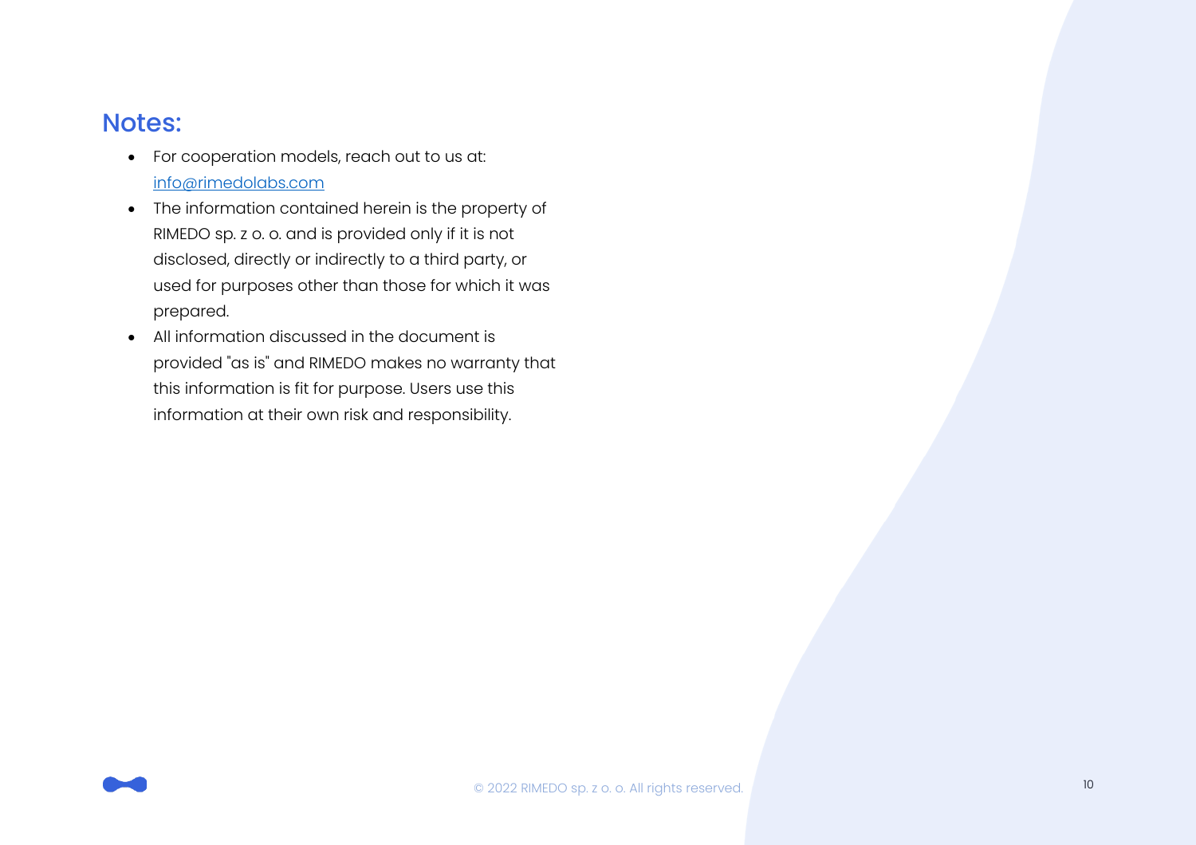## Notes:

- For cooperation models, reach out to us at: info@rimedolabs.com
- The information contained herein is the property of RIMEDO sp. z o. o. and is provided only if it is not disclosed, directly or indirectly to a third party, or used for purposes other than those for which it was prepared.
- All information discussed in the document is provided "as is" and RIMEDO makes no warranty that this information is fit for purpose. Users use this information at their own risk and responsibility.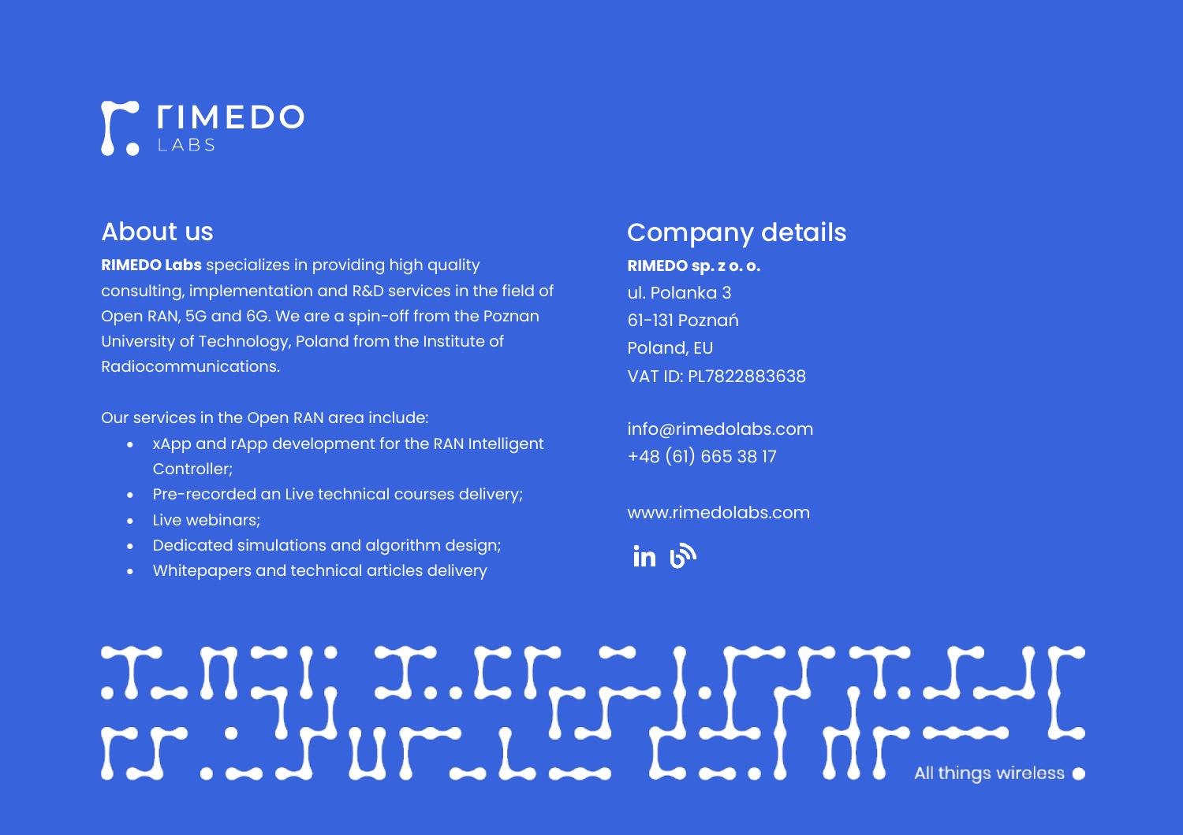RIMEDO LABS

## About us

**RIMEDO Labs** specializes in providing high quality consulting, implementation and R&D services in the field of Open RAN, 5G and 6G. We are a spin-off from the Poznan University of Technology, Poland from the Institute of Radiocommunications.

Our services in the Open RAN area include:

- xApp and rApp development for the RAN Intelligent Controller;
- Pre-recorded an Live technical courses delivery;
- Live webinars;
- Dedicated simulations and algorithm design;
- Whitepapers and technical articles delivery

## Company details

**RIMEDO sp. z o. o.**
ul. Polanka 3
61-131 Poznań
Poland, EU
VAT ID: PL7822883638

info@rimedolabs.com
+48 (61) 665 38 17

www.rimedolabs.com

All things wireless